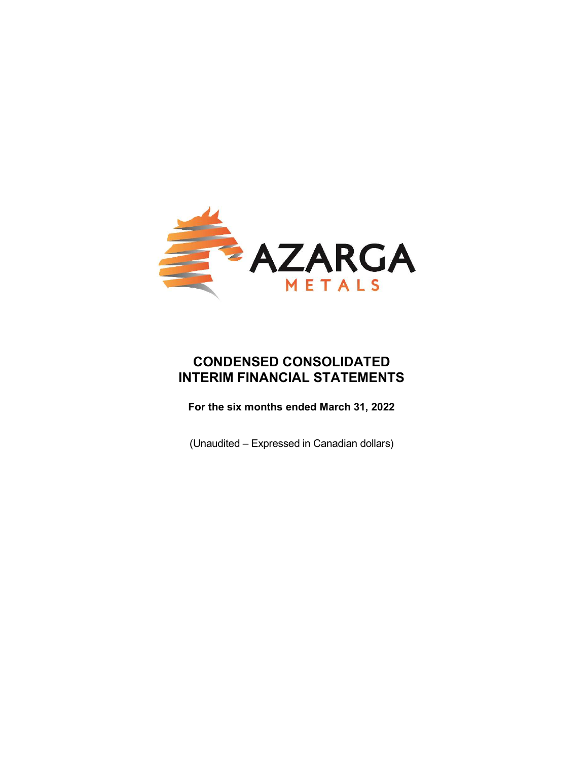AZARGA
METALS

# CONDENSED CONSOLIDATED INTERIM FINANCIAL STATEMENTS

**For the six months ended March 31, 2022**

(Unaudited – Expressed in Canadian dollars)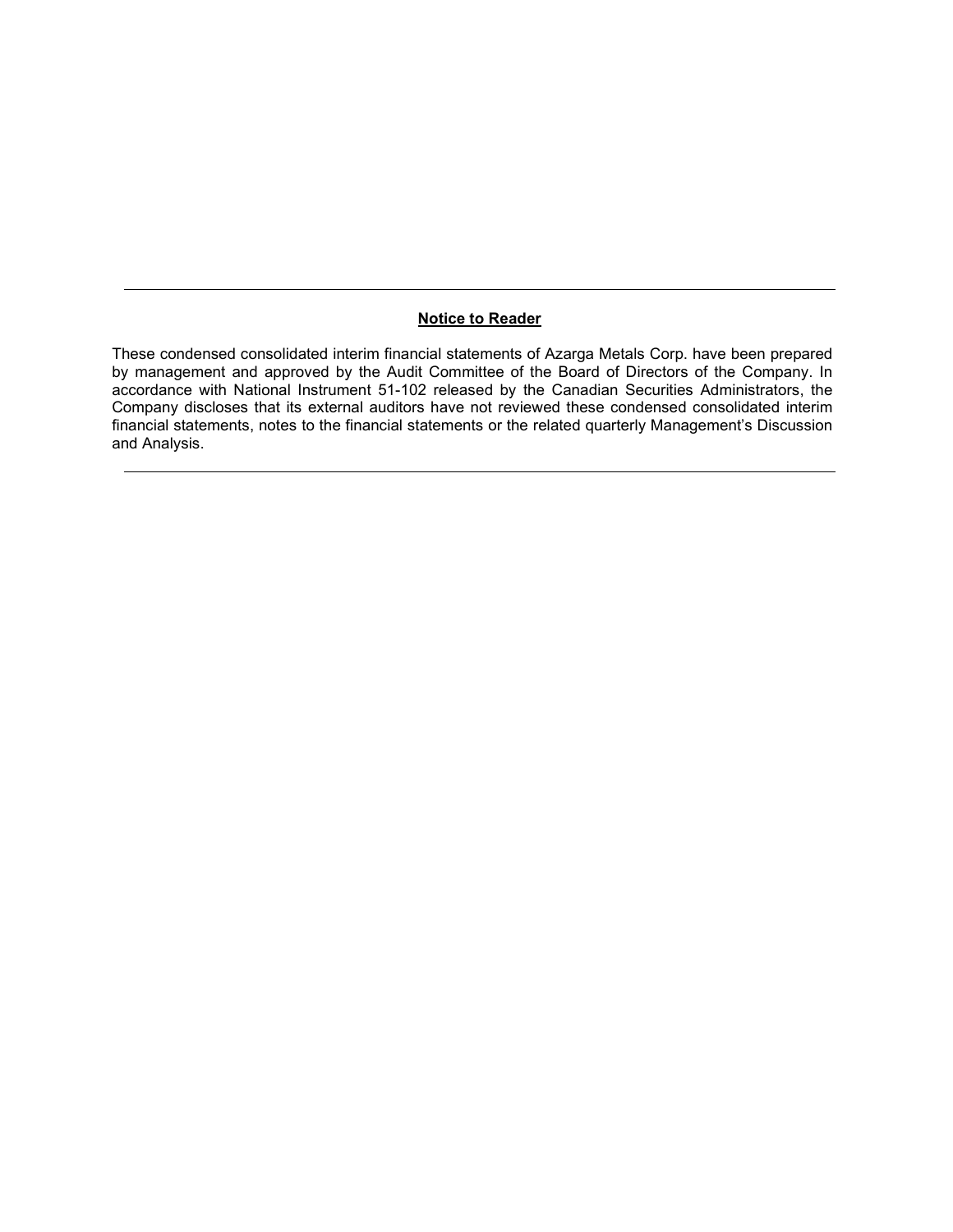---

## Notice to Reader

These condensed consolidated interim financial statements of Azarga Metals Corp. have been prepared by management and approved by the Audit Committee of the Board of Directors of the Company. In accordance with National Instrument 51-102 released by the Canadian Securities Administrators, the Company discloses that its external auditors have not reviewed these condensed consolidated interim financial statements, notes to the financial statements or the related quarterly Management's Discussion and Analysis.

---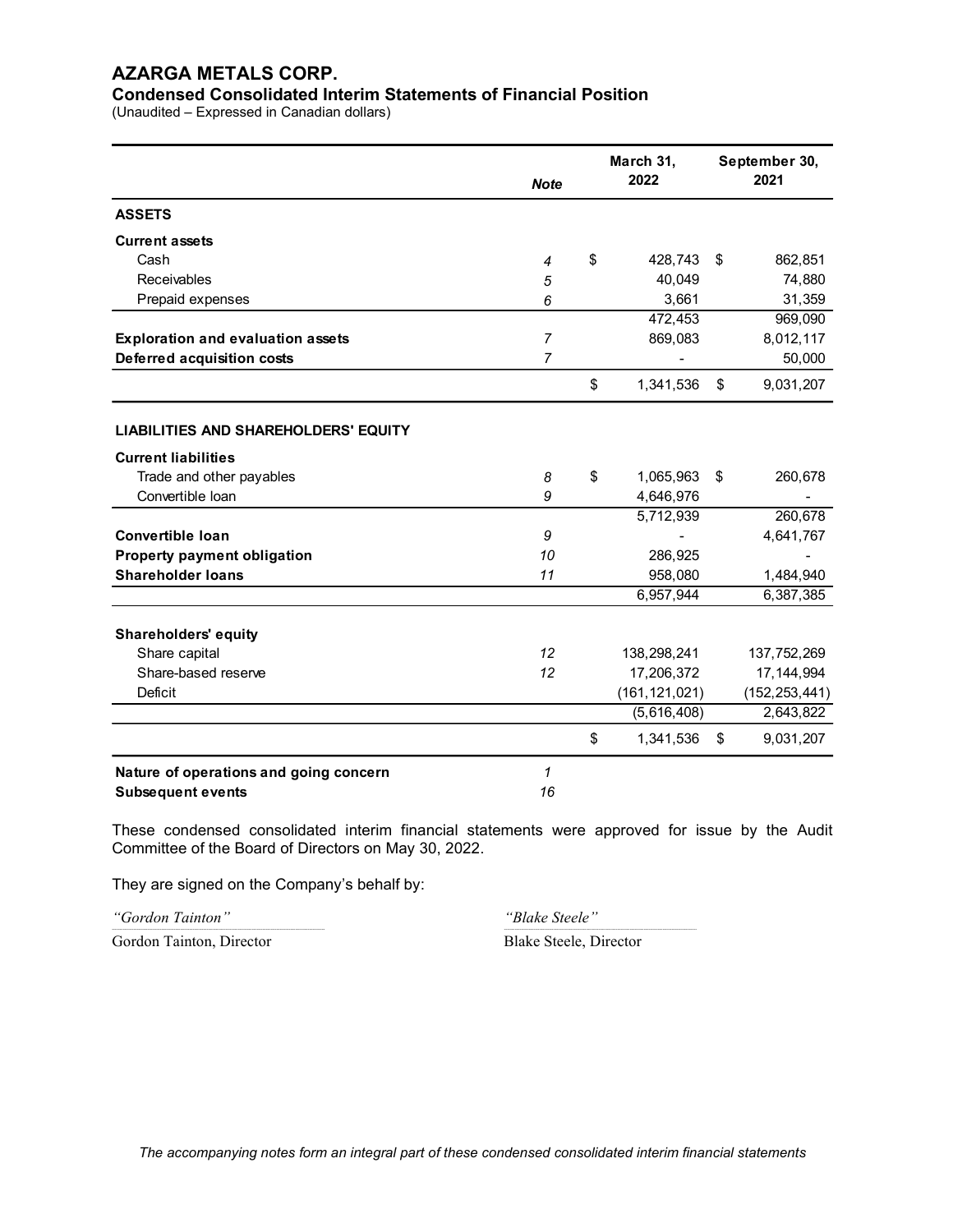# AZARGA METALS CORP.

## Condensed Consolidated Interim Statements of Financial Position

(Unaudited – Expressed in Canadian dollars)

| | Note | March 31, 2022 | September 30, 2021 |
|---|---|---|---|
| **ASSETS** | | | |
| **Current assets** | | | |
| Cash | 4 | $ 428,743 | $ 862,851 |
| Receivables | 5 | 40,049 | 74,880 |
| Prepaid expenses | 6 | 3,661 | 31,359 |
| | | 472,453 | 969,090 |
| **Exploration and evaluation assets** | 7 | 869,083 | 8,012,117 |
| **Deferred acquisition costs** | 7 | - | 50,000 |
| | | $ 1,341,536 | $ 9,031,207 |
| **LIABILITIES AND SHAREHOLDERS' EQUITY** | | | |
| **Current liabilities** | | | |
| Trade and other payables | 8 | $ 1,065,963 | $ 260,678 |
| Convertible loan | 9 | 4,646,976 | - |
| | | 5,712,939 | 260,678 |
| **Convertible loan** | 9 | - | 4,641,767 |
| **Property payment obligation** | 10 | 286,925 | - |
| **Shareholder loans** | 11 | 958,080 | 1,484,940 |
| | | 6,957,944 | 6,387,385 |
| **Shareholders' equity** | | | |
| Share capital | 12 | 138,298,241 | 137,752,269 |
| Share-based reserve | 12 | 17,206,372 | 17,144,994 |
| Deficit | | (161,121,021) | (152,253,441) |
| | | (5,616,408) | 2,643,822 |
| | | $ 1,341,536 | $ 9,031,207 |
| **Nature of operations and going concern** | 1 | | |
| **Subsequent events** | 16 | | |

These condensed consolidated interim financial statements were approved for issue by the Audit Committee of the Board of Directors on May 30, 2022.

They are signed on the Company's behalf by:

| | |
|---|---|
| *"Gordon Tainton"* | *"Blake Steele"* |
| Gordon Tainton, Director | Blake Steele, Director |

*The accompanying notes form an integral part of these condensed consolidated interim financial statements*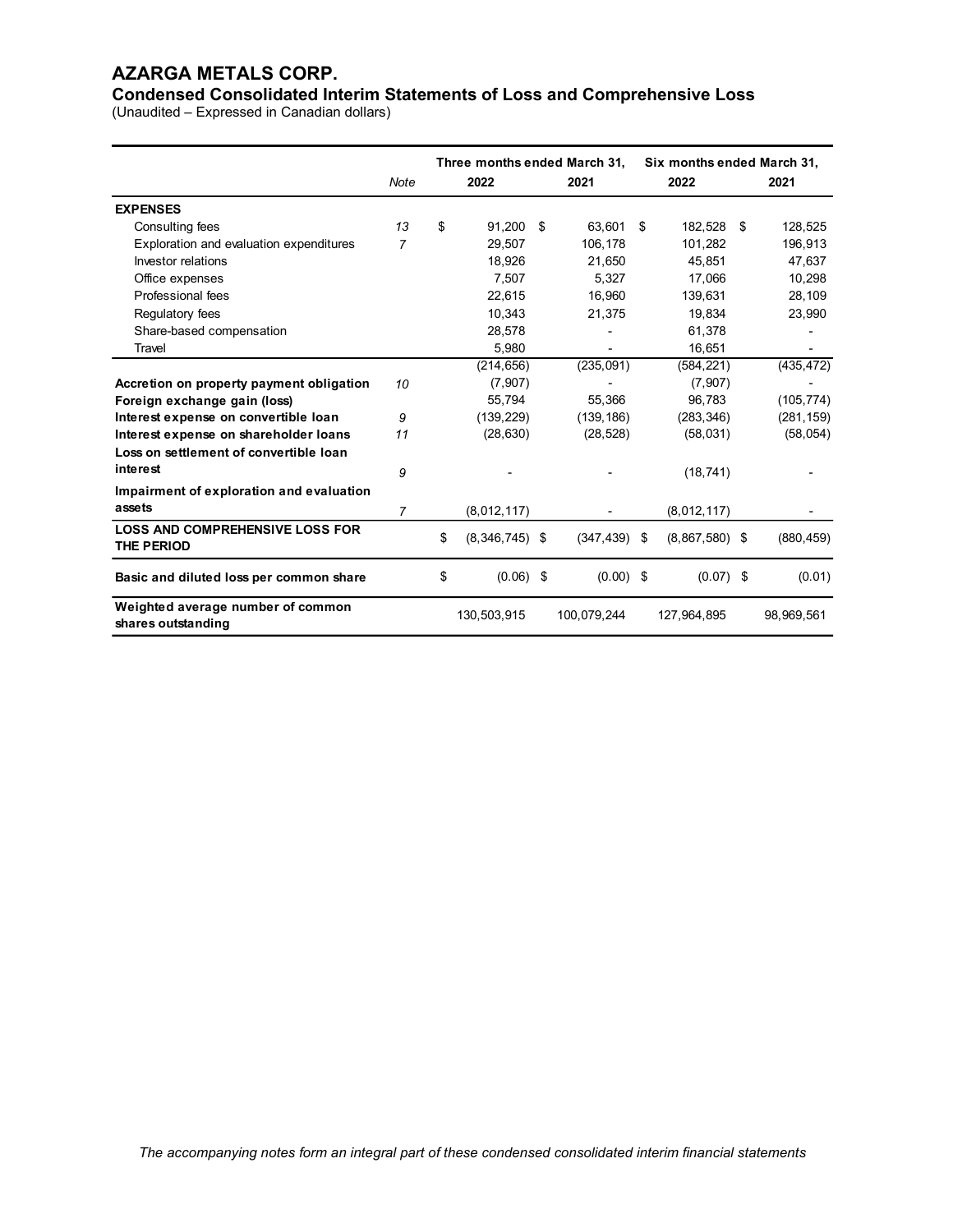# AZARGA METALS CORP.

## Condensed Consolidated Interim Statements of Loss and Comprehensive Loss

(Unaudited – Expressed in Canadian dollars)

| | Note | Three months ended March 31, 2022 | Three months ended March 31, 2021 | Six months ended March 31, 2022 | Six months ended March 31, 2021 |
|---|---|---|---|---|---|
| **EXPENSES** | | | | | |
| Consulting fees | 13 | $ 91,200 | $ 63,601 | $ 182,528 | $ 128,525 |
| Exploration and evaluation expenditures | 7 | 29,507 | 106,178 | 101,282 | 196,913 |
| Investor relations | | 18,926 | 21,650 | 45,851 | 47,637 |
| Office expenses | | 7,507 | 5,327 | 17,066 | 10,298 |
| Professional fees | | 22,615 | 16,960 | 139,631 | 28,109 |
| Regulatory fees | | 10,343 | 21,375 | 19,834 | 23,990 |
| Share-based compensation | | 28,578 | - | 61,378 | - |
| Travel | | 5,980 | - | 16,651 | - |
| | | (214,656) | (235,091) | (584,221) | (435,472) |
| **Accretion on property payment obligation** | 10 | (7,907) | - | (7,907) | - |
| **Foreign exchange gain (loss)** | | 55,794 | 55,366 | 96,783 | (105,774) |
| **Interest expense on convertible loan** | 9 | (139,229) | (139,186) | (283,346) | (281,159) |
| **Interest expense on shareholder loans** | 11 | (28,630) | (28,528) | (58,031) | (58,054) |
| **Loss on settlement of convertible loan interest** | 9 | - | - | (18,741) | - |
| **Impairment of exploration and evaluation assets** | 7 | (8,012,117) | - | (8,012,117) | - |
| **LOSS AND COMPREHENSIVE LOSS FOR THE PERIOD** | | $ (8,346,745) | $ (347,439) | $ (8,867,580) | $ (880,459) |
| **Basic and diluted loss per common share** | | $ (0.06) | $ (0.00) | $ (0.07) | $ (0.01) |
| **Weighted average number of common shares outstanding** | | 130,503,915 | 100,079,244 | 127,964,895 | 98,969,561 |

*The accompanying notes form an integral part of these condensed consolidated interim financial statements*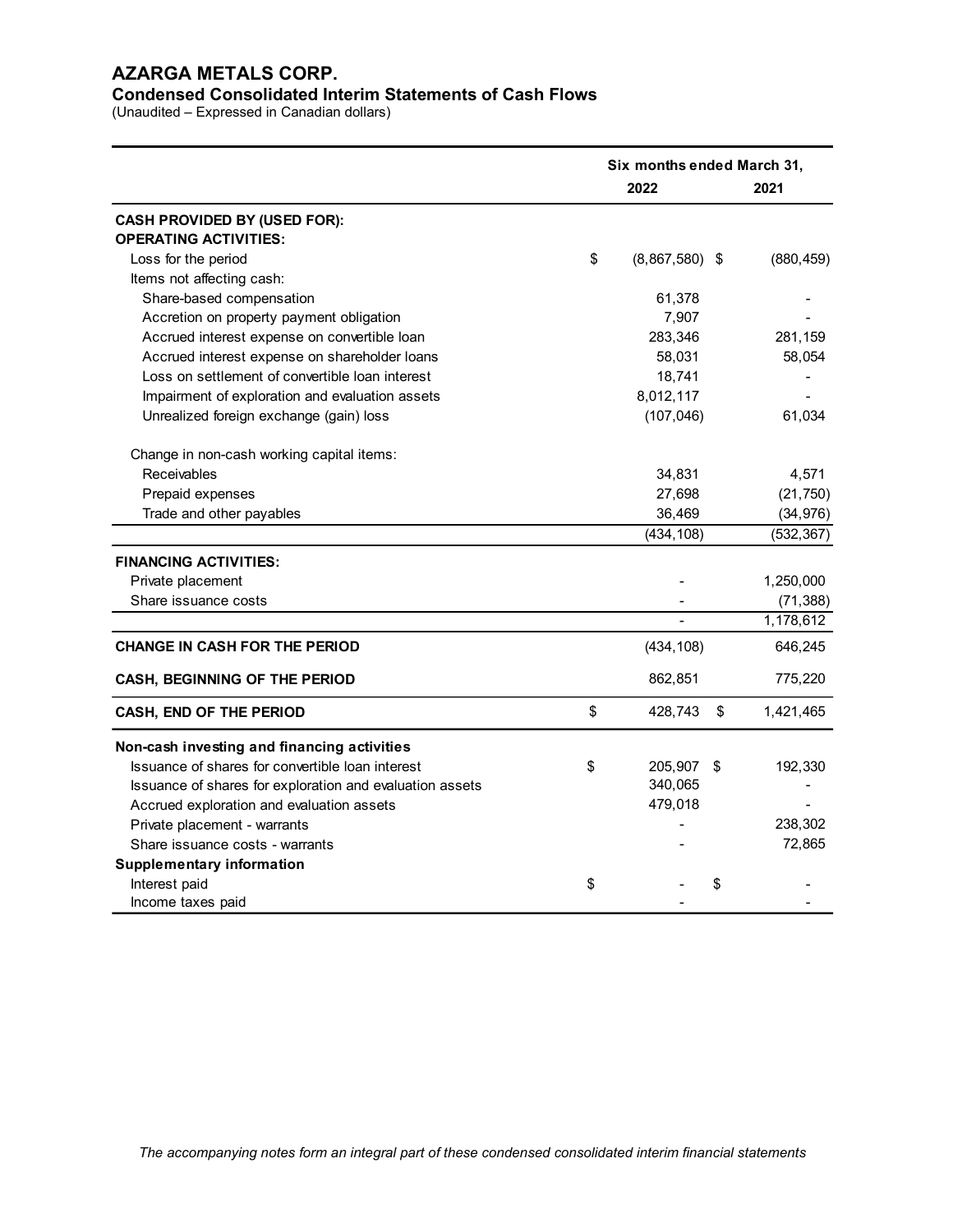# AZARGA METALS CORP.

## Condensed Consolidated Interim Statements of Cash Flows

(Unaudited – Expressed in Canadian dollars)

| | Six months ended March 31, 2022 | Six months ended March 31, 2021 |
|---|---|---|
| **CASH PROVIDED BY (USED FOR):** | | |
| **OPERATING ACTIVITIES:** | | |
| Loss for the period | $ (8,867,580) | $ (880,459) |
| Items not affecting cash: | | |
| Share-based compensation | 61,378 | - |
| Accretion on property payment obligation | 7,907 | - |
| Accrued interest expense on convertible loan | 283,346 | 281,159 |
| Accrued interest expense on shareholder loans | 58,031 | 58,054 |
| Loss on settlement of convertible loan interest | 18,741 | - |
| Impairment of exploration and evaluation assets | 8,012,117 | - |
| Unrealized foreign exchange (gain) loss | (107,046) | 61,034 |
| Change in non-cash working capital items: | | |
| Receivables | 34,831 | 4,571 |
| Prepaid expenses | 27,698 | (21,750) |
| Trade and other payables | 36,469 | (34,976) |
| | (434,108) | (532,367) |
| **FINANCING ACTIVITIES:** | | |
| Private placement | - | 1,250,000 |
| Share issuance costs | - | (71,388) |
| | - | 1,178,612 |
| **CHANGE IN CASH FOR THE PERIOD** | (434,108) | 646,245 |
| **CASH, BEGINNING OF THE PERIOD** | 862,851 | 775,220 |
| **CASH, END OF THE PERIOD** | $ 428,743 | $ 1,421,465 |
| **Non-cash investing and financing activities** | | |
| Issuance of shares for convertible loan interest | $ 205,907 | $ 192,330 |
| Issuance of shares for exploration and evaluation assets | 340,065 | - |
| Accrued exploration and evaluation assets | 479,018 | - |
| Private placement - warrants | - | 238,302 |
| Share issuance costs - warrants | - | 72,865 |
| **Supplementary information** | | |
| Interest paid | $ - | $ - |
| Income taxes paid | - | - |

*The accompanying notes form an integral part of these condensed consolidated interim financial statements*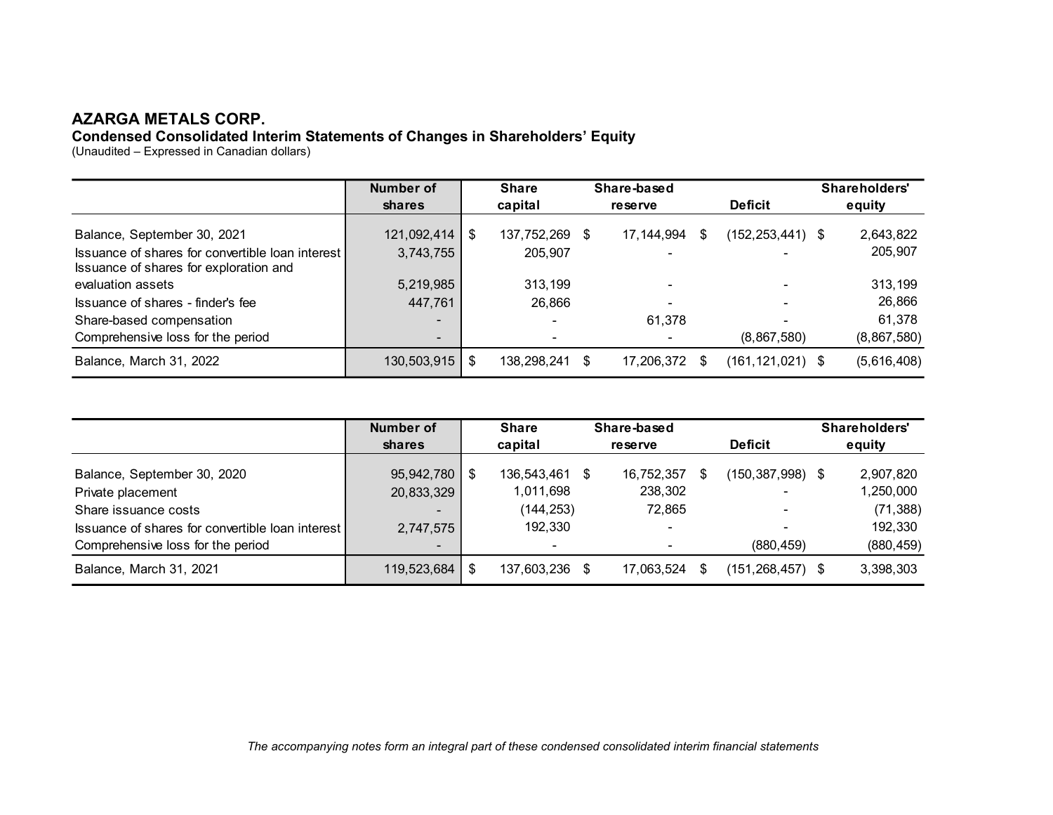# AZARGA METALS CORP.

## Condensed Consolidated Interim Statements of Changes in Shareholders' Equity

(Unaudited – Expressed in Canadian dollars)

| | Number of shares | Share capital | Share-based reserve | Deficit | Shareholders' equity |
|---|---|---|---|---|---|
| Balance, September 30, 2021 | 121,092,414 | $ 137,752,269 | $ 17,144,994 | $ (152,253,441) | $ 2,643,822 |
| Issuance of shares for convertible loan interest | 3,743,755 | 205,907 | - | - | 205,907 |
| Issuance of shares for exploration and evaluation assets | 5,219,985 | 313,199 | - | - | 313,199 |
| Issuance of shares - finder's fee | 447,761 | 26,866 | - | - | 26,866 |
| Share-based compensation | - | - | 61,378 | - | 61,378 |
| Comprehensive loss for the period | - | - | - | (8,867,580) | (8,867,580) |
| Balance, March 31, 2022 | 130,503,915 | $ 138,298,241 | $ 17,206,372 | $ (161,121,021) | $ (5,616,408) |

| | Number of shares | Share capital | Share-based reserve | Deficit | Shareholders' equity |
|---|---|---|---|---|---|
| Balance, September 30, 2020 | 95,942,780 | $ 136,543,461 | $ 16,752,357 | $ (150,387,998) | $ 2,907,820 |
| Private placement | 20,833,329 | 1,011,698 | 238,302 | - | 1,250,000 |
| Share issuance costs | - | (144,253) | 72,865 | - | (71,388) |
| Issuance of shares for convertible loan interest | 2,747,575 | 192,330 | - | - | 192,330 |
| Comprehensive loss for the period | - | - | - | (880,459) | (880,459) |
| Balance, March 31, 2021 | 119,523,684 | $ 137,603,236 | $ 17,063,524 | $ (151,268,457) | $ 3,398,303 |

*The accompanying notes form an integral part of these condensed consolidated interim financial statements*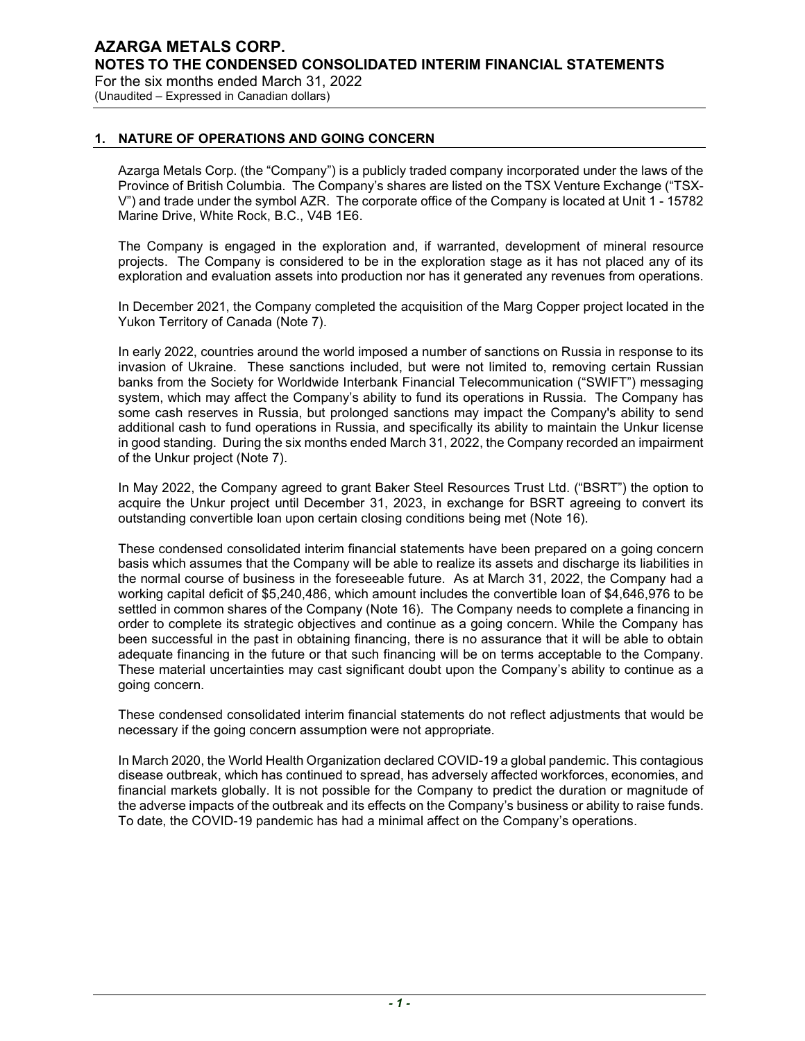## 1. NATURE OF OPERATIONS AND GOING CONCERN

Azarga Metals Corp. (the "Company") is a publicly traded company incorporated under the laws of the Province of British Columbia. The Company's shares are listed on the TSX Venture Exchange ("TSX-V") and trade under the symbol AZR. The corporate office of the Company is located at Unit 1 - 15782 Marine Drive, White Rock, B.C., V4B 1E6.

The Company is engaged in the exploration and, if warranted, development of mineral resource projects. The Company is considered to be in the exploration stage as it has not placed any of its exploration and evaluation assets into production nor has it generated any revenues from operations.

In December 2021, the Company completed the acquisition of the Marg Copper project located in the Yukon Territory of Canada (Note 7).

In early 2022, countries around the world imposed a number of sanctions on Russia in response to its invasion of Ukraine. These sanctions included, but were not limited to, removing certain Russian banks from the Society for Worldwide Interbank Financial Telecommunication ("SWIFT") messaging system, which may affect the Company's ability to fund its operations in Russia. The Company has some cash reserves in Russia, but prolonged sanctions may impact the Company's ability to send additional cash to fund operations in Russia, and specifically its ability to maintain the Unkur license in good standing. During the six months ended March 31, 2022, the Company recorded an impairment of the Unkur project (Note 7).

In May 2022, the Company agreed to grant Baker Steel Resources Trust Ltd. ("BSRT") the option to acquire the Unkur project until December 31, 2023, in exchange for BSRT agreeing to convert its outstanding convertible loan upon certain closing conditions being met (Note 16).

These condensed consolidated interim financial statements have been prepared on a going concern basis which assumes that the Company will be able to realize its assets and discharge its liabilities in the normal course of business in the foreseeable future. As at March 31, 2022, the Company had a working capital deficit of $5,240,486, which amount includes the convertible loan of $4,646,976 to be settled in common shares of the Company (Note 16). The Company needs to complete a financing in order to complete its strategic objectives and continue as a going concern. While the Company has been successful in the past in obtaining financing, there is no assurance that it will be able to obtain adequate financing in the future or that such financing will be on terms acceptable to the Company. These material uncertainties may cast significant doubt upon the Company's ability to continue as a going concern.

These condensed consolidated interim financial statements do not reflect adjustments that would be necessary if the going concern assumption were not appropriate.

In March 2020, the World Health Organization declared COVID-19 a global pandemic. This contagious disease outbreak, which has continued to spread, has adversely affected workforces, economies, and financial markets globally. It is not possible for the Company to predict the duration or magnitude of the adverse impacts of the outbreak and its effects on the Company's business or ability to raise funds. To date, the COVID-19 pandemic has had a minimal affect on the Company's operations.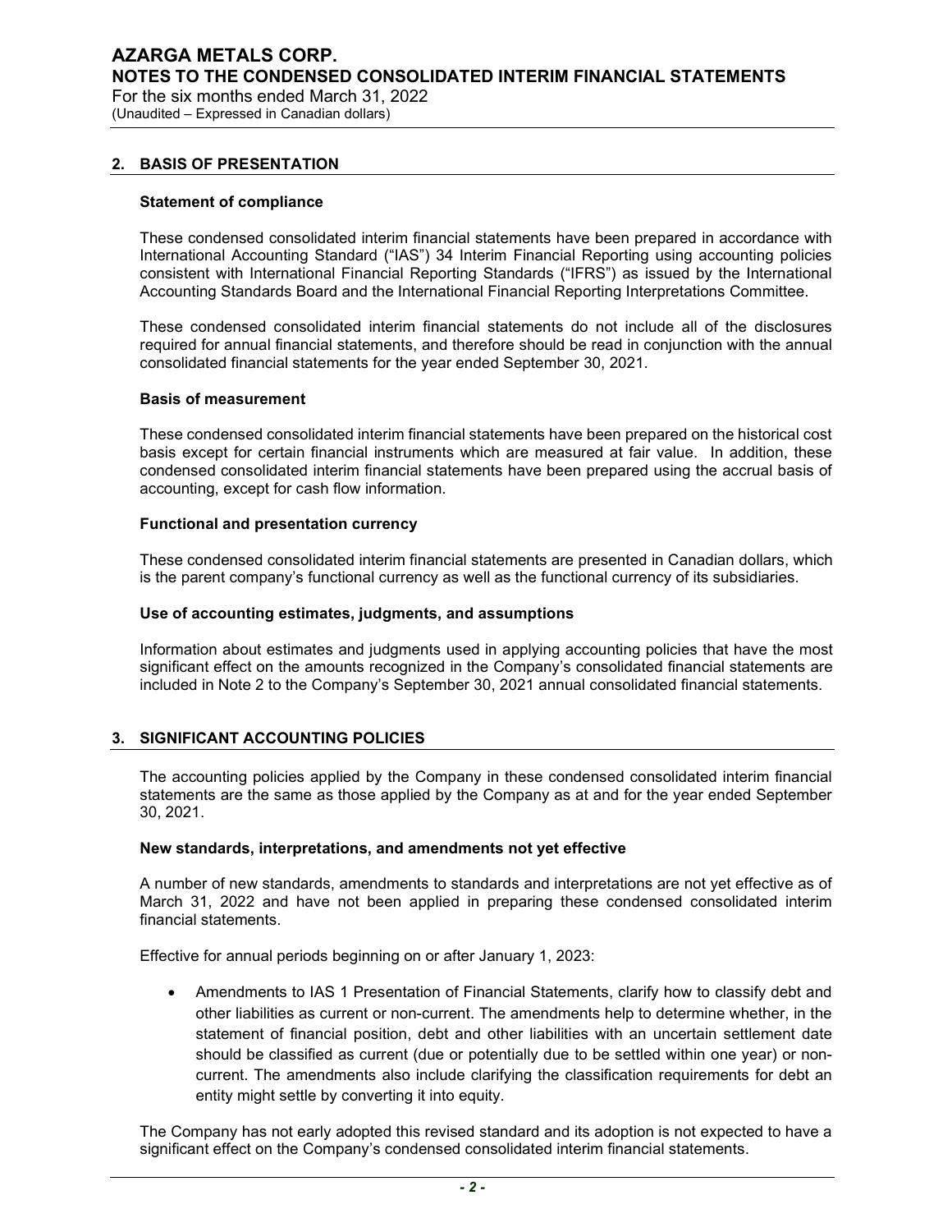## 2. BASIS OF PRESENTATION

### Statement of compliance

These condensed consolidated interim financial statements have been prepared in accordance with International Accounting Standard ("IAS") 34 Interim Financial Reporting using accounting policies consistent with International Financial Reporting Standards ("IFRS") as issued by the International Accounting Standards Board and the International Financial Reporting Interpretations Committee.

These condensed consolidated interim financial statements do not include all of the disclosures required for annual financial statements, and therefore should be read in conjunction with the annual consolidated financial statements for the year ended September 30, 2021.

### Basis of measurement

These condensed consolidated interim financial statements have been prepared on the historical cost basis except for certain financial instruments which are measured at fair value. In addition, these condensed consolidated interim financial statements have been prepared using the accrual basis of accounting, except for cash flow information.

### Functional and presentation currency

These condensed consolidated interim financial statements are presented in Canadian dollars, which is the parent company's functional currency as well as the functional currency of its subsidiaries.

### Use of accounting estimates, judgments, and assumptions

Information about estimates and judgments used in applying accounting policies that have the most significant effect on the amounts recognized in the Company's consolidated financial statements are included in Note 2 to the Company's September 30, 2021 annual consolidated financial statements.

## 3. SIGNIFICANT ACCOUNTING POLICIES

The accounting policies applied by the Company in these condensed consolidated interim financial statements are the same as those applied by the Company as at and for the year ended September 30, 2021.

### New standards, interpretations, and amendments not yet effective

A number of new standards, amendments to standards and interpretations are not yet effective as of March 31, 2022 and have not been applied in preparing these condensed consolidated interim financial statements.

Effective for annual periods beginning on or after January 1, 2023:

- Amendments to IAS 1 Presentation of Financial Statements, clarify how to classify debt and other liabilities as current or non-current. The amendments help to determine whether, in the statement of financial position, debt and other liabilities with an uncertain settlement date should be classified as current (due or potentially due to be settled within one year) or non-current. The amendments also include clarifying the classification requirements for debt an entity might settle by converting it into equity.

The Company has not early adopted this revised standard and its adoption is not expected to have a significant effect on the Company's condensed consolidated interim financial statements.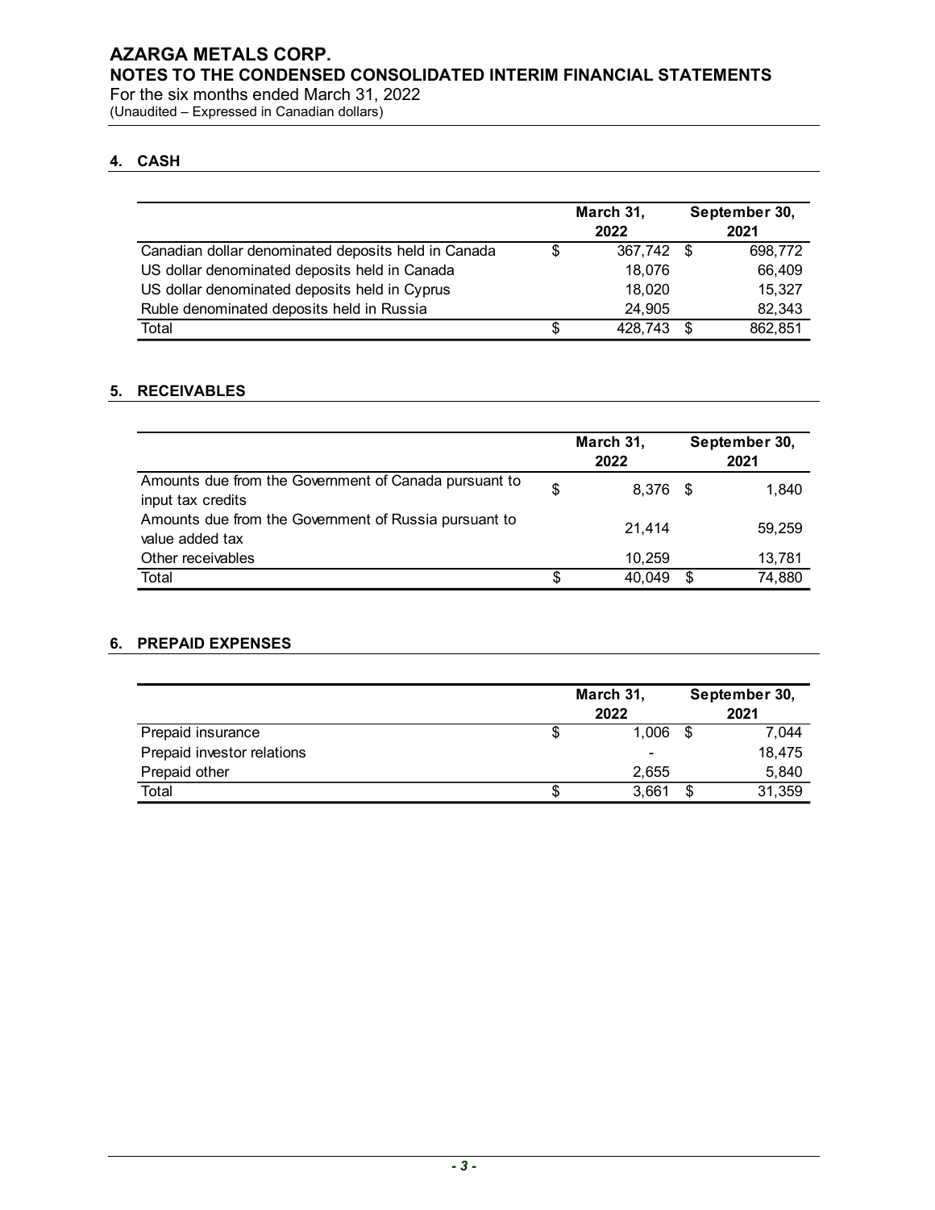## 4. CASH

| | March 31, 2022 | September 30, 2021 |
|---|---|---|
| Canadian dollar denominated deposits held in Canada | $ 367,742 | $ 698,772 |
| US dollar denominated deposits held in Canada | 18,076 | 66,409 |
| US dollar denominated deposits held in Cyprus | 18,020 | 15,327 |
| Ruble denominated deposits held in Russia | 24,905 | 82,343 |
| Total | $ 428,743 | $ 862,851 |

## 5. RECEIVABLES

| | March 31, 2022 | September 30, 2021 |
|---|---|---|
| Amounts due from the Government of Canada pursuant to input tax credits | $ 8,376 | $ 1,840 |
| Amounts due from the Government of Russia pursuant to value added tax | 21,414 | 59,259 |
| Other receivables | 10,259 | 13,781 |
| Total | $ 40,049 | $ 74,880 |

## 6. PREPAID EXPENSES

| | March 31, 2022 | September 30, 2021 |
|---|---|---|
| Prepaid insurance | $ 1,006 | $ 7,044 |
| Prepaid investor relations | - | 18,475 |
| Prepaid other | 2,655 | 5,840 |
| Total | $ 3,661 | $ 31,359 |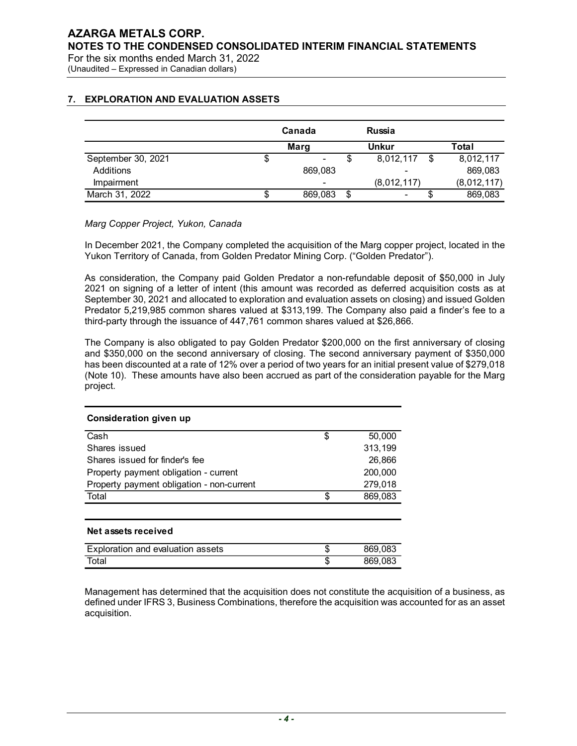## 7. EXPLORATION AND EVALUATION ASSETS

| | Canada | Russia | |
|---|---|---|---|
| | Marg | Unkur | Total |
| September 30, 2021 | $ - | $ 8,012,117 | $ 8,012,117 |
| Additions | 869,083 | - | 869,083 |
| Impairment | - | (8,012,117) | (8,012,117) |
| March 31, 2022 | $ 869,083 | $ - | $ 869,083 |

*Marg Copper Project, Yukon, Canada*

In December 2021, the Company completed the acquisition of the Marg copper project, located in the Yukon Territory of Canada, from Golden Predator Mining Corp. ("Golden Predator").

As consideration, the Company paid Golden Predator a non-refundable deposit of $50,000 in July 2021 on signing of a letter of intent (this amount was recorded as deferred acquisition costs as at September 30, 2021 and allocated to exploration and evaluation assets on closing) and issued Golden Predator 5,219,985 common shares valued at $313,199. The Company also paid a finder's fee to a third-party through the issuance of 447,761 common shares valued at $26,866.

The Company is also obligated to pay Golden Predator $200,000 on the first anniversary of closing and $350,000 on the second anniversary of closing. The second anniversary payment of $350,000 has been discounted at a rate of 12% over a period of two years for an initial present value of $279,018 (Note 10). These amounts have also been accrued as part of the consideration payable for the Marg project.

| Consideration given up | |
|---|---|
| Cash | $ 50,000 |
| Shares issued | 313,199 |
| Shares issued for finder's fee | 26,866 |
| Property payment obligation - current | 200,000 |
| Property payment obligation - non-current | 279,018 |
| Total | $ 869,083 |

| Net assets received | |
|---|---|
| Exploration and evaluation assets | $ 869,083 |
| Total | $ 869,083 |

Management has determined that the acquisition does not constitute the acquisition of a business, as defined under IFRS 3, Business Combinations, therefore the acquisition was accounted for as an asset acquisition.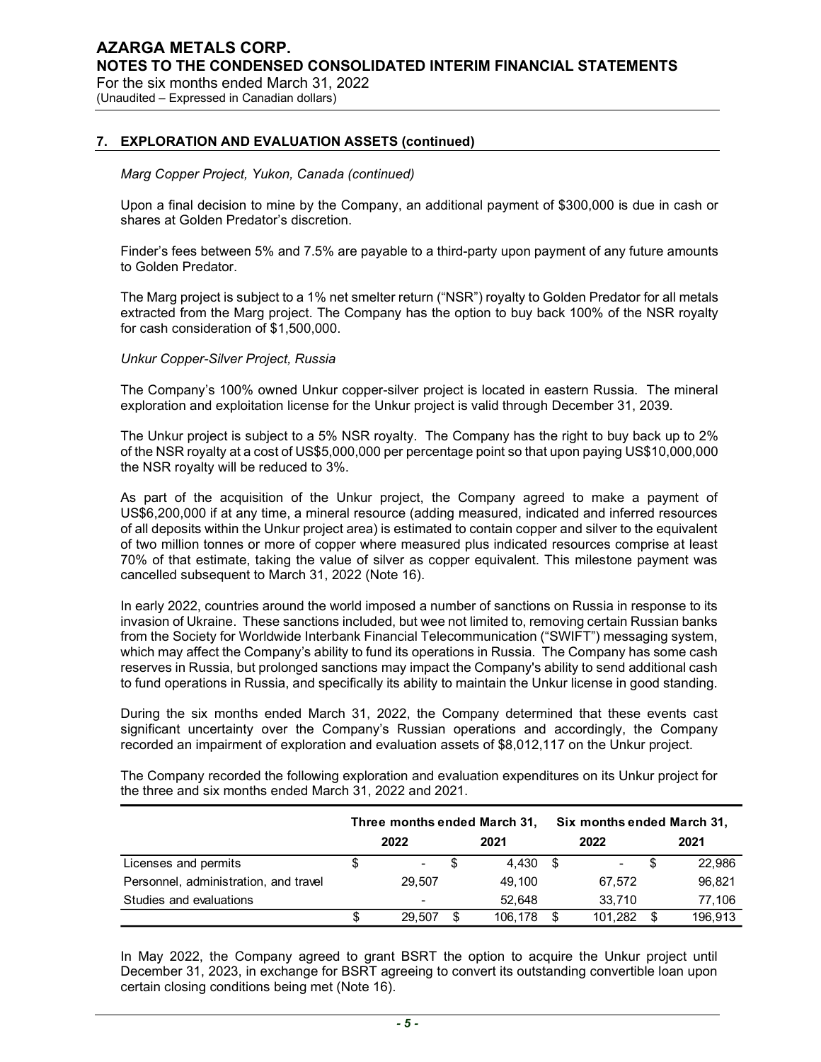## 7. EXPLORATION AND EVALUATION ASSETS (continued)

*Marg Copper Project, Yukon, Canada (continued)*

Upon a final decision to mine by the Company, an additional payment of $300,000 is due in cash or shares at Golden Predator's discretion.

Finder's fees between 5% and 7.5% are payable to a third-party upon payment of any future amounts to Golden Predator.

The Marg project is subject to a 1% net smelter return ("NSR") royalty to Golden Predator for all metals extracted from the Marg project. The Company has the option to buy back 100% of the NSR royalty for cash consideration of $1,500,000.

*Unkur Copper-Silver Project, Russia*

The Company's 100% owned Unkur copper-silver project is located in eastern Russia. The mineral exploration and exploitation license for the Unkur project is valid through December 31, 2039.

The Unkur project is subject to a 5% NSR royalty. The Company has the right to buy back up to 2% of the NSR royalty at a cost of US$5,000,000 per percentage point so that upon paying US$10,000,000 the NSR royalty will be reduced to 3%.

As part of the acquisition of the Unkur project, the Company agreed to make a payment of US$6,200,000 if at any time, a mineral resource (adding measured, indicated and inferred resources of all deposits within the Unkur project area) is estimated to contain copper and silver to the equivalent of two million tonnes or more of copper where measured plus indicated resources comprise at least 70% of that estimate, taking the value of silver as copper equivalent. This milestone payment was cancelled subsequent to March 31, 2022 (Note 16).

In early 2022, countries around the world imposed a number of sanctions on Russia in response to its invasion of Ukraine. These sanctions included, but wee not limited to, removing certain Russian banks from the Society for Worldwide Interbank Financial Telecommunication ("SWIFT") messaging system, which may affect the Company's ability to fund its operations in Russia. The Company has some cash reserves in Russia, but prolonged sanctions may impact the Company's ability to send additional cash to fund operations in Russia, and specifically its ability to maintain the Unkur license in good standing.

During the six months ended March 31, 2022, the Company determined that these events cast significant uncertainty over the Company's Russian operations and accordingly, the Company recorded an impairment of exploration and evaluation assets of $8,012,117 on the Unkur project.

The Company recorded the following exploration and evaluation expenditures on its Unkur project for the three and six months ended March 31, 2022 and 2021.

| | Three months ended March 31, | | Six months ended March 31, | |
|---|---|---|---|---|
| | 2022 | 2021 | 2022 | 2021 |
| Licenses and permits | $ - | $ 4,430 | $ - | $ 22,986 |
| Personnel, administration, and travel | 29,507 | 49,100 | 67,572 | 96,821 |
| Studies and evaluations | - | 52,648 | 33,710 | 77,106 |
| | $ 29,507 | $ 106,178 | $ 101,282 | $ 196,913 |

In May 2022, the Company agreed to grant BSRT the option to acquire the Unkur project until December 31, 2023, in exchange for BSRT agreeing to convert its outstanding convertible loan upon certain closing conditions being met (Note 16).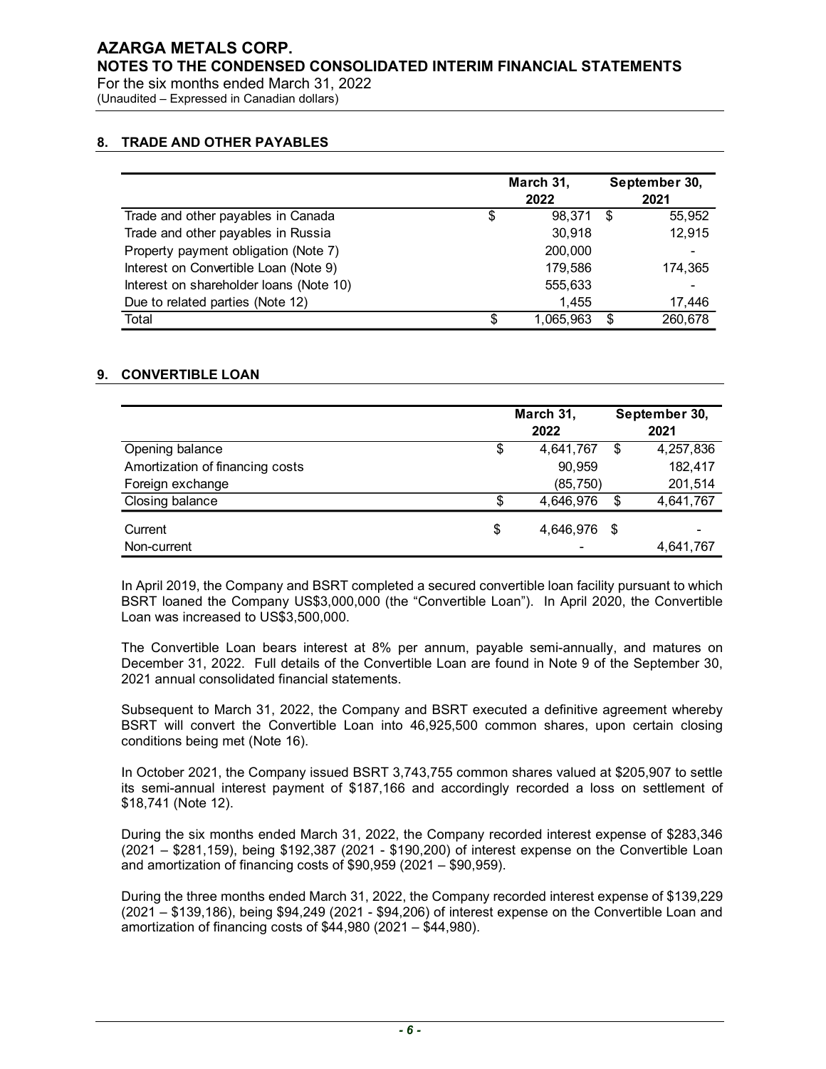## 8. TRADE AND OTHER PAYABLES

| | March 31, 2022 | September 30, 2021 |
|---|---|---|
| Trade and other payables in Canada | $ 98,371 | $ 55,952 |
| Trade and other payables in Russia | 30,918 | 12,915 |
| Property payment obligation (Note 7) | 200,000 | - |
| Interest on Convertible Loan (Note 9) | 179,586 | 174,365 |
| Interest on shareholder loans (Note 10) | 555,633 | - |
| Due to related parties (Note 12) | 1,455 | 17,446 |
| Total | $ 1,065,963 | $ 260,678 |

## 9. CONVERTIBLE LOAN

| | March 31, 2022 | September 30, 2021 |
|---|---|---|
| Opening balance | $ 4,641,767 | $ 4,257,836 |
| Amortization of financing costs | 90,959 | 182,417 |
| Foreign exchange | (85,750) | 201,514 |
| Closing balance | $ 4,646,976 | $ 4,641,767 |
| Current | $ 4,646,976 | $ - |
| Non-current | - | 4,641,767 |

In April 2019, the Company and BSRT completed a secured convertible loan facility pursuant to which BSRT loaned the Company US$3,000,000 (the "Convertible Loan"). In April 2020, the Convertible Loan was increased to US$3,500,000.

The Convertible Loan bears interest at 8% per annum, payable semi-annually, and matures on December 31, 2022. Full details of the Convertible Loan are found in Note 9 of the September 30, 2021 annual consolidated financial statements.

Subsequent to March 31, 2022, the Company and BSRT executed a definitive agreement whereby BSRT will convert the Convertible Loan into 46,925,500 common shares, upon certain closing conditions being met (Note 16).

In October 2021, the Company issued BSRT 3,743,755 common shares valued at $205,907 to settle its semi-annual interest payment of $187,166 and accordingly recorded a loss on settlement of $18,741 (Note 12).

During the six months ended March 31, 2022, the Company recorded interest expense of $283,346 (2021 – $281,159), being $192,387 (2021 - $190,200) of interest expense on the Convertible Loan and amortization of financing costs of $90,959 (2021 – $90,959).

During the three months ended March 31, 2022, the Company recorded interest expense of $139,229 (2021 – $139,186), being $94,249 (2021 - $94,206) of interest expense on the Convertible Loan and amortization of financing costs of $44,980 (2021 – $44,980).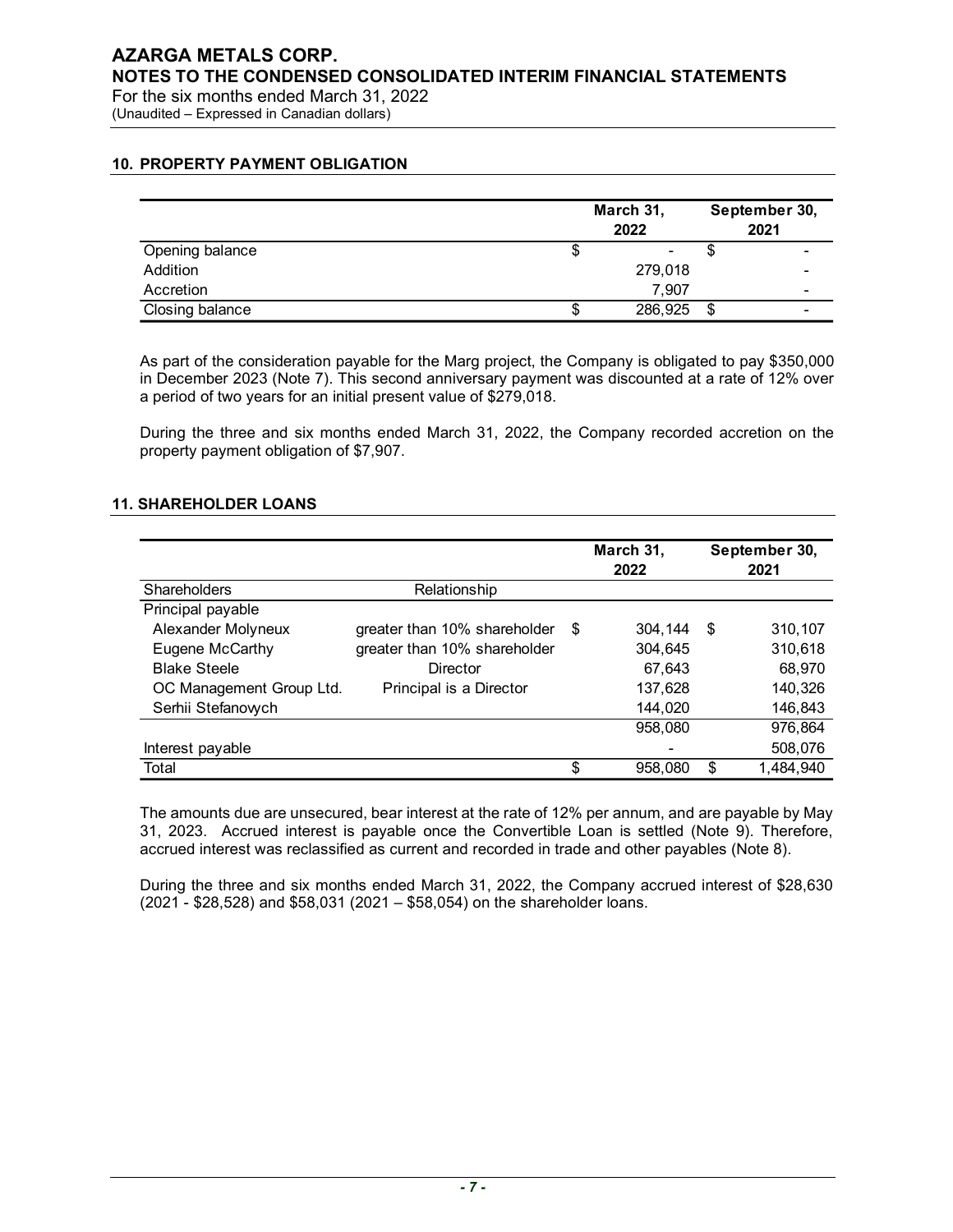## 10. PROPERTY PAYMENT OBLIGATION

| | March 31, 2022 | September 30, 2021 |
|---|---|---|
| Opening balance | $ - | $ - |
| Addition | 279,018 | - |
| Accretion | 7,907 | - |
| Closing balance | $ 286,925 | $ - |

As part of the consideration payable for the Marg project, the Company is obligated to pay $350,000 in December 2023 (Note 7). This second anniversary payment was discounted at a rate of 12% over a period of two years for an initial present value of $279,018.

During the three and six months ended March 31, 2022, the Company recorded accretion on the property payment obligation of $7,907.

## 11. SHAREHOLDER LOANS

| Shareholders | Relationship | March 31, 2022 | September 30, 2021 |
|---|---|---|---|
| Principal payable | | | |
| Alexander Molyneux | greater than 10% shareholder | $ 304,144 | $ 310,107 |
| Eugene McCarthy | greater than 10% shareholder | 304,645 | 310,618 |
| Blake Steele | Director | 67,643 | 68,970 |
| OC Management Group Ltd. | Principal is a Director | 137,628 | 140,326 |
| Serhii Stefanovych | | 144,020 | 146,843 |
| | | 958,080 | 976,864 |
| Interest payable | | - | 508,076 |
| Total | | $ 958,080 | $ 1,484,940 |

The amounts due are unsecured, bear interest at the rate of 12% per annum, and are payable by May 31, 2023. Accrued interest is payable once the Convertible Loan is settled (Note 9). Therefore, accrued interest was reclassified as current and recorded in trade and other payables (Note 8).

During the three and six months ended March 31, 2022, the Company accrued interest of $28,630 (2021 - $28,528) and $58,031 (2021 – $58,054) on the shareholder loans.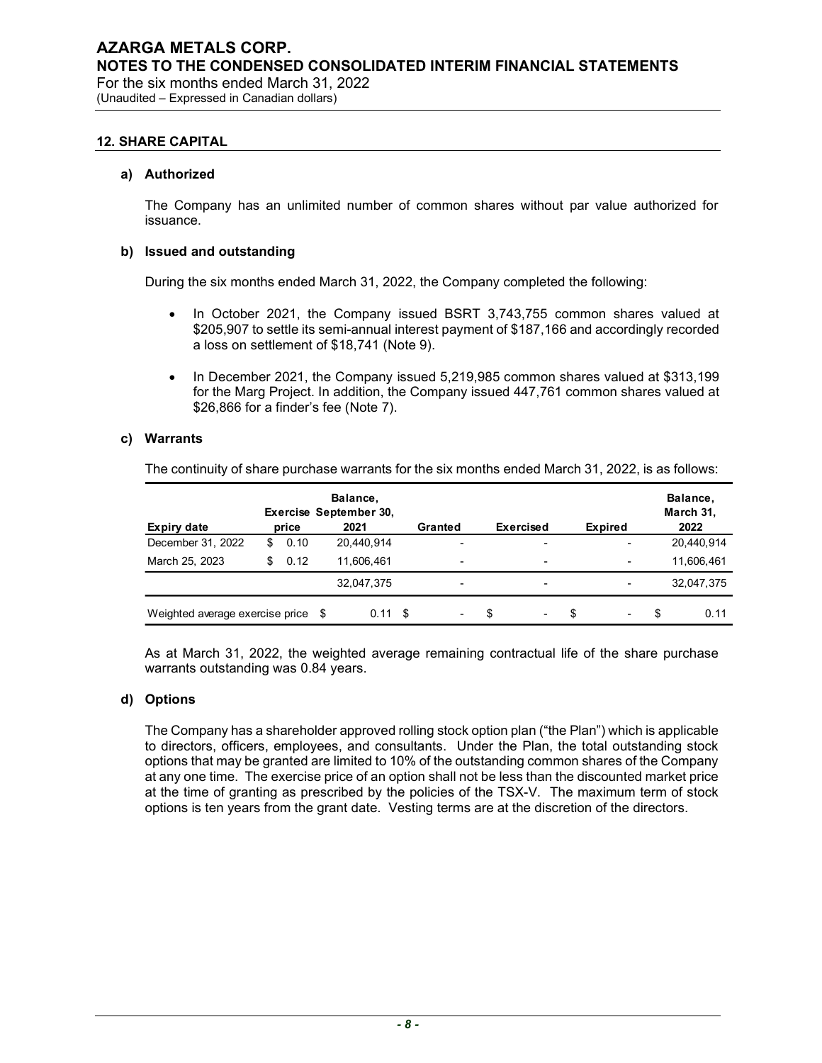## 12. SHARE CAPITAL

### a) Authorized

The Company has an unlimited number of common shares without par value authorized for issuance.

### b) Issued and outstanding

During the six months ended March 31, 2022, the Company completed the following:

- In October 2021, the Company issued BSRT 3,743,755 common shares valued at $205,907 to settle its semi-annual interest payment of $187,166 and accordingly recorded a loss on settlement of $18,741 (Note 9).
- In December 2021, the Company issued 5,219,985 common shares valued at $313,199 for the Marg Project. In addition, the Company issued 447,761 common shares valued at $26,866 for a finder's fee (Note 7).

### c) Warrants

The continuity of share purchase warrants for the six months ended March 31, 2022, is as follows:

| Expiry date | Exercise price | Balance, September 30, 2021 | Granted | Exercised | Expired | Balance, March 31, 2022 |
|---|---|---|---|---|---|---|
| December 31, 2022 | $ 0.10 | 20,440,914 | - | - | - | 20,440,914 |
| March 25, 2023 | $ 0.12 | 11,606,461 | - | - | - | 11,606,461 |
| | | 32,047,375 | - | - | - | 32,047,375 |
| Weighted average exercise price | | $ 0.11 | $ - | $ - | $ - | $ 0.11 |

As at March 31, 2022, the weighted average remaining contractual life of the share purchase warrants outstanding was 0.84 years.

### d) Options

The Company has a shareholder approved rolling stock option plan ("the Plan") which is applicable to directors, officers, employees, and consultants. Under the Plan, the total outstanding stock options that may be granted are limited to 10% of the outstanding common shares of the Company at any one time. The exercise price of an option shall not be less than the discounted market price at the time of granting as prescribed by the policies of the TSX-V. The maximum term of stock options is ten years from the grant date. Vesting terms are at the discretion of the directors.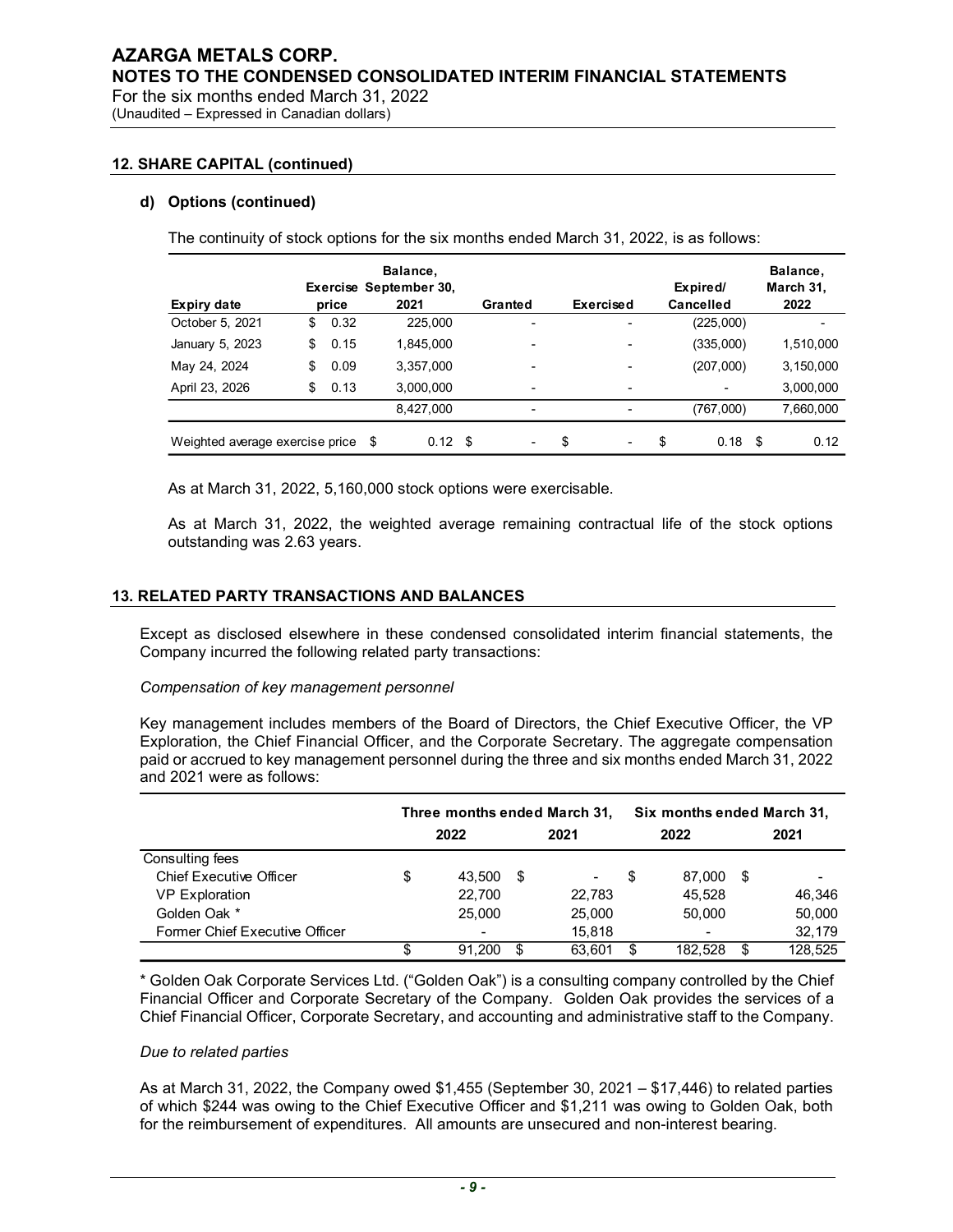## 12. SHARE CAPITAL (continued)

### d) Options (continued)

The continuity of stock options for the six months ended March 31, 2022, is as follows:

| Expiry date | Exercise price | Balance, September 30, 2021 | Granted | Exercised | Expired/ Cancelled | Balance, March 31, 2022 |
|---|---|---|---|---|---|---|
| October 5, 2021 | $ 0.32 | 225,000 | - | - | (225,000) | - |
| January 5, 2023 | $ 0.15 | 1,845,000 | - | - | (335,000) | 1,510,000 |
| May 24, 2024 | $ 0.09 | 3,357,000 | - | - | (207,000) | 3,150,000 |
| April 23, 2026 | $ 0.13 | 3,000,000 | - | - | - | 3,000,000 |
| | | 8,427,000 | - | - | (767,000) | 7,660,000 |
| Weighted average exercise price | | $ 0.12 | $ - | $ - | $ 0.18 | $ 0.12 |

As at March 31, 2022, 5,160,000 stock options were exercisable.

As at March 31, 2022, the weighted average remaining contractual life of the stock options outstanding was 2.63 years.

## 13. RELATED PARTY TRANSACTIONS AND BALANCES

Except as disclosed elsewhere in these condensed consolidated interim financial statements, the Company incurred the following related party transactions:

*Compensation of key management personnel*

Key management includes members of the Board of Directors, the Chief Executive Officer, the VP Exploration, the Chief Financial Officer, and the Corporate Secretary. The aggregate compensation paid or accrued to key management personnel during the three and six months ended March 31, 2022 and 2021 were as follows:

| | Three months ended March 31, | | Six months ended March 31, | |
|---|---|---|---|---|
| | 2022 | 2021 | 2022 | 2021 |
| Consulting fees | | | | |
| Chief Executive Officer | $ 43,500 | $ - | $ 87,000 | $ - |
| VP Exploration | 22,700 | 22,783 | 45,528 | 46,346 |
| Golden Oak * | 25,000 | 25,000 | 50,000 | 50,000 |
| Former Chief Executive Officer | - | 15,818 | - | 32,179 |
| | $ 91,200 | $ 63,601 | $ 182,528 | $ 128,525 |

* Golden Oak Corporate Services Ltd. ("Golden Oak") is a consulting company controlled by the Chief Financial Officer and Corporate Secretary of the Company. Golden Oak provides the services of a Chief Financial Officer, Corporate Secretary, and accounting and administrative staff to the Company.

*Due to related parties*

As at March 31, 2022, the Company owed $1,455 (September 30, 2021 – $17,446) to related parties of which $244 was owing to the Chief Executive Officer and $1,211 was owing to Golden Oak, both for the reimbursement of expenditures. All amounts are unsecured and non-interest bearing.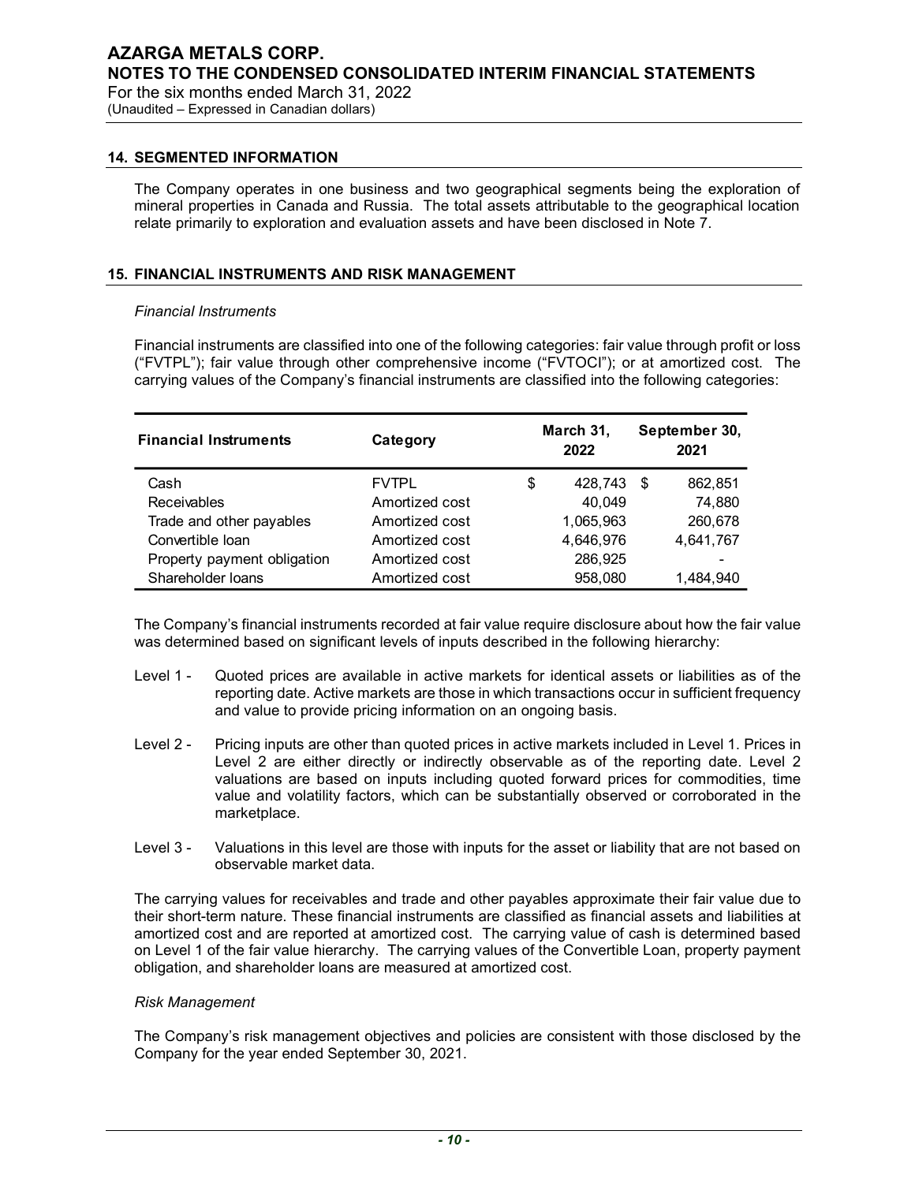## 14. SEGMENTED INFORMATION

The Company operates in one business and two geographical segments being the exploration of mineral properties in Canada and Russia. The total assets attributable to the geographical location relate primarily to exploration and evaluation assets and have been disclosed in Note 7.

## 15. FINANCIAL INSTRUMENTS AND RISK MANAGEMENT

*Financial Instruments*

Financial instruments are classified into one of the following categories: fair value through profit or loss ("FVTPL"); fair value through other comprehensive income ("FVTOCI"); or at amortized cost. The carrying values of the Company's financial instruments are classified into the following categories:

| Financial Instruments | Category | March 31, 2022 | September 30, 2021 |
|---|---|---|---|
| Cash | FVTPL | $ 428,743 | $ 862,851 |
| Receivables | Amortized cost | 40,049 | 74,880 |
| Trade and other payables | Amortized cost | 1,065,963 | 260,678 |
| Convertible loan | Amortized cost | 4,646,976 | 4,641,767 |
| Property payment obligation | Amortized cost | 286,925 | - |
| Shareholder loans | Amortized cost | 958,080 | 1,484,940 |

The Company's financial instruments recorded at fair value require disclosure about how the fair value was determined based on significant levels of inputs described in the following hierarchy:

- Level 1 - Quoted prices are available in active markets for identical assets or liabilities as of the reporting date. Active markets are those in which transactions occur in sufficient frequency and value to provide pricing information on an ongoing basis.
- Level 2 - Pricing inputs are other than quoted prices in active markets included in Level 1. Prices in Level 2 are either directly or indirectly observable as of the reporting date. Level 2 valuations are based on inputs including quoted forward prices for commodities, time value and volatility factors, which can be substantially observed or corroborated in the marketplace.
- Level 3 - Valuations in this level are those with inputs for the asset or liability that are not based on observable market data.

The carrying values for receivables and trade and other payables approximate their fair value due to their short-term nature. These financial instruments are classified as financial assets and liabilities at amortized cost and are reported at amortized cost. The carrying value of cash is determined based on Level 1 of the fair value hierarchy. The carrying values of the Convertible Loan, property payment obligation, and shareholder loans are measured at amortized cost.

*Risk Management*

The Company's risk management objectives and policies are consistent with those disclosed by the Company for the year ended September 30, 2021.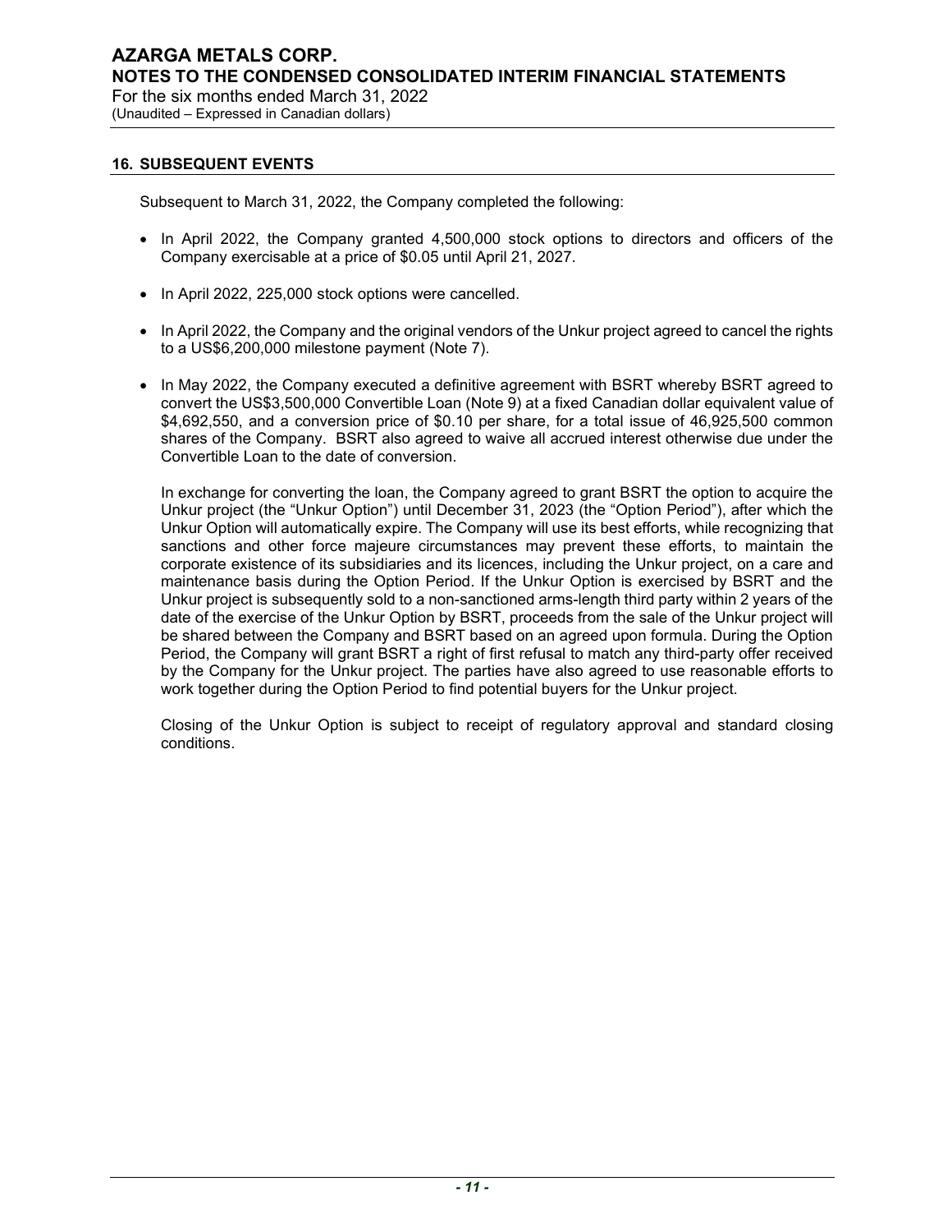## 16. SUBSEQUENT EVENTS

Subsequent to March 31, 2022, the Company completed the following:

- In April 2022, the Company granted 4,500,000 stock options to directors and officers of the Company exercisable at a price of $0.05 until April 21, 2027.
- In April 2022, 225,000 stock options were cancelled.
- In April 2022, the Company and the original vendors of the Unkur project agreed to cancel the rights to a US$6,200,000 milestone payment (Note 7).
- In May 2022, the Company executed a definitive agreement with BSRT whereby BSRT agreed to convert the US$3,500,000 Convertible Loan (Note 9) at a fixed Canadian dollar equivalent value of $4,692,550, and a conversion price of $0.10 per share, for a total issue of 46,925,500 common shares of the Company. BSRT also agreed to waive all accrued interest otherwise due under the Convertible Loan to the date of conversion.

  In exchange for converting the loan, the Company agreed to grant BSRT the option to acquire the Unkur project (the "Unkur Option") until December 31, 2023 (the "Option Period"), after which the Unkur Option will automatically expire. The Company will use its best efforts, while recognizing that sanctions and other force majeure circumstances may prevent these efforts, to maintain the corporate existence of its subsidiaries and its licences, including the Unkur project, on a care and maintenance basis during the Option Period. If the Unkur Option is exercised by BSRT and the Unkur project is subsequently sold to a non-sanctioned arms-length third party within 2 years of the date of the exercise of the Unkur Option by BSRT, proceeds from the sale of the Unkur project will be shared between the Company and BSRT based on an agreed upon formula. During the Option Period, the Company will grant BSRT a right of first refusal to match any third-party offer received by the Company for the Unkur project. The parties have also agreed to use reasonable efforts to work together during the Option Period to find potential buyers for the Unkur project.

  Closing of the Unkur Option is subject to receipt of regulatory approval and standard closing conditions.